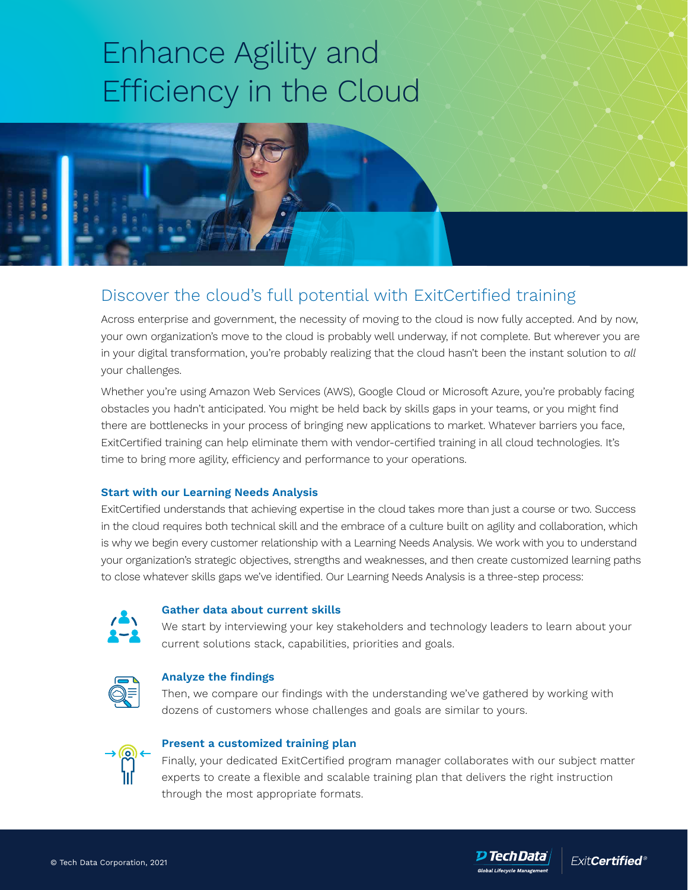# Enhance Agility and Efficiency in the Cloud

## Discover the cloud's full potential with ExitCertified training

Across enterprise and government, the necessity of moving to the cloud is now fully accepted. And by now, your own organization's move to the cloud is probably well underway, if not complete. But wherever you are in your digital transformation, you're probably realizing that the cloud hasn't been the instant solution to *all* your challenges.

Whether you're using Amazon Web Services (AWS), Google Cloud or Microsoft Azure, you're probably facing obstacles you hadn't anticipated. You might be held back by skills gaps in your teams, or you might find there are bottlenecks in your process of bringing new applications to market. Whatever barriers you face, ExitCertified training can help eliminate them with vendor-certified training in all cloud technologies. It's time to bring more agility, efficiency and performance to your operations.

### Start with our Learning Needs Analysis

ExitCertified understands that achieving expertise in the cloud takes more than just a course or two. Success in the cloud requires both technical skill and the embrace of a culture built on agility and collaboration, which is why we begin every customer relationship with a Learning Needs Analysis. We work with you to understand your organization's strategic objectives, strengths and weaknesses, and then create customized learning paths to close whatever skills gaps we've identified. Our Learning Needs Analysis is a three-step process:

**Gather data about current skills**

We start by interviewing your key stakeholders and technology leaders to learn about your current solutions stack, capabilities, priorities and goals.

**Analyze the findings**

Then, we compare our findings with the understanding we've gathered by working with dozens of customers whose challenges and goals are similar to yours.

**Present a customized training plan**

Finally, your dedicated ExitCertified program manager collaborates with our subject matter experts to create a flexible and scalable training plan that delivers the right instruction through the most appropriate formats.

© Tech Data Corporation, 2021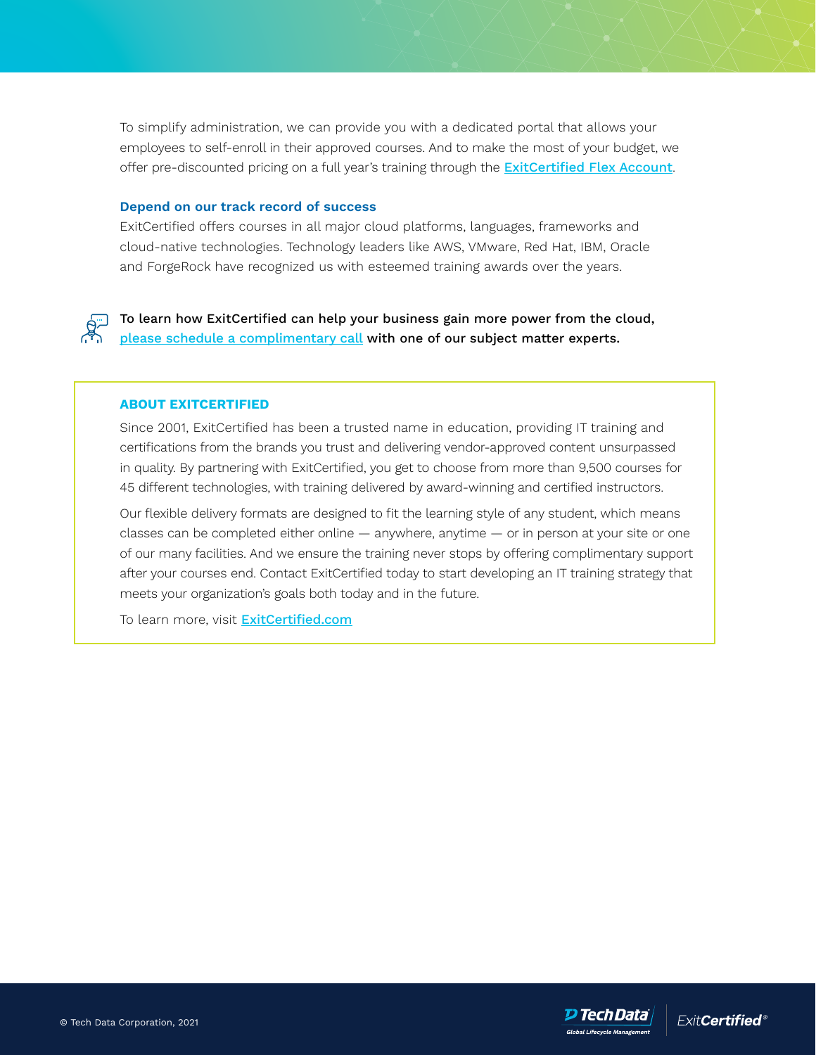To simplify administration, we can provide you with a dedicated portal that allows your employees to self-enroll in their approved courses. And to make the most of your budget, we offer pre-discounted pricing on a full year's training through the ExitCertified Flex Account.

### Depend on our track record of success

ExitCertified offers courses in all major cloud platforms, languages, frameworks and cloud-native technologies. Technology leaders like AWS, VMware, Red Hat, IBM, Oracle and ForgeRock have recognized us with esteemed training awards over the years.

**To learn how ExitCertified can help your business gain more power from the cloud, please schedule a complimentary call with one of our subject matter experts.**

### ABOUT EXITCERTIFIED

Since 2001, ExitCertified has been a trusted name in education, providing IT training and certifications from the brands you trust and delivering vendor-approved content unsurpassed in quality. By partnering with ExitCertified, you get to choose from more than 9,500 courses for 45 different technologies, with training delivered by award-winning and certified instructors.

Our flexible delivery formats are designed to fit the learning style of any student, which means classes can be completed either online — anywhere, anytime — or in person at your site or one of our many facilities. And we ensure the training never stops by offering complimentary support after your courses end. Contact ExitCertified today to start developing an IT training strategy that meets your organization's goals both today and in the future.

To learn more, visit ExitCertified.com

© Tech Data Corporation, 2021